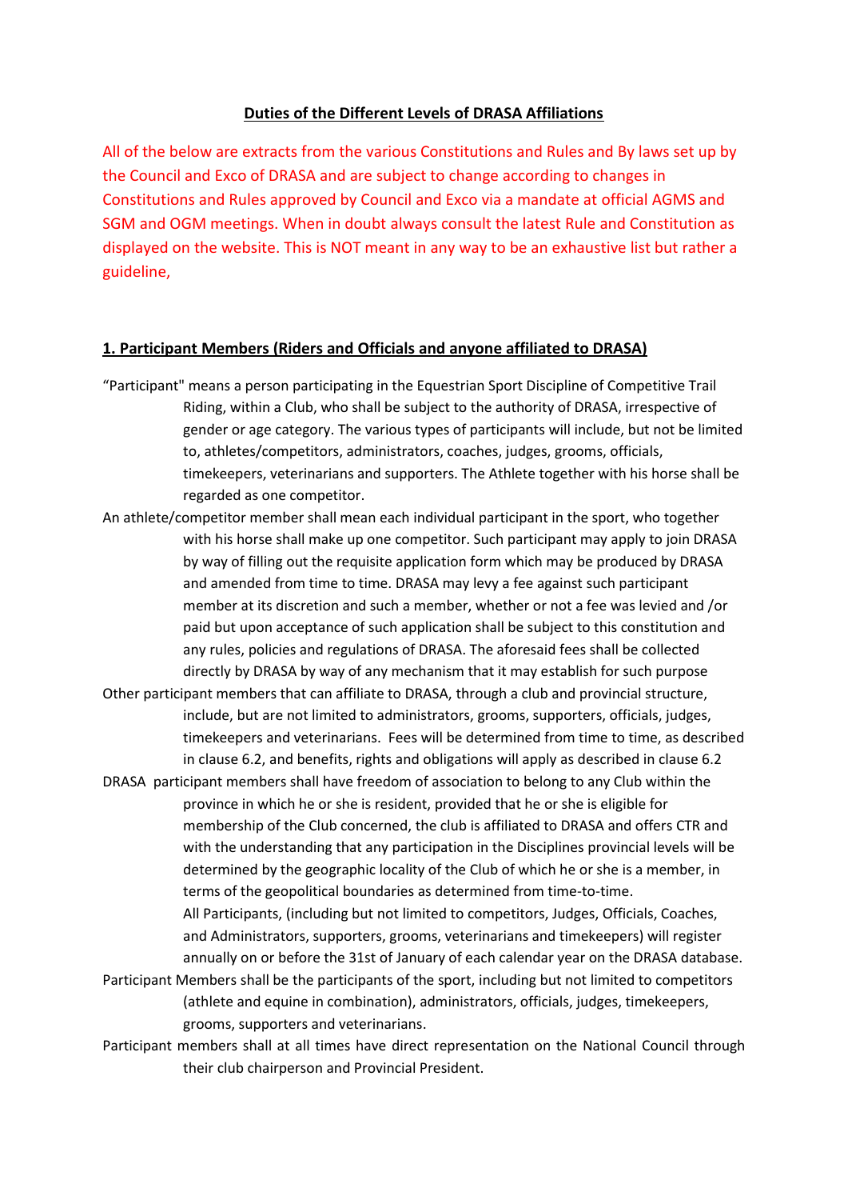**Duties of the Different Levels of DRASA Affiliations**

All of the below are extracts from the various Constitutions and Rules and By laws set up by the Council and Exco of DRASA and are subject to change according to changes in Constitutions and Rules approved by Council and Exco via a mandate at official AGMS and SGM and OGM meetings. When in doubt always consult the latest Rule and Constitution as displayed on the website. This is NOT meant in any way to be an exhaustive list but rather a guideline,

## 1. Participant Members (Riders and Officials and anyone affiliated to DRASA)

"Participant" means a person participating in the Equestrian Sport Discipline of Competitive Trail Riding, within a Club, who shall be subject to the authority of DRASA, irrespective of gender or age category. The various types of participants will include, but not be limited to, athletes/competitors, administrators, coaches, judges, grooms, officials, timekeepers, veterinarians and supporters. The Athlete together with his horse shall be regarded as one competitor.

An athlete/competitor member shall mean each individual participant in the sport, who together with his horse shall make up one competitor. Such participant may apply to join DRASA by way of filling out the requisite application form which may be produced by DRASA and amended from time to time. DRASA may levy a fee against such participant member at its discretion and such a member, whether or not a fee was levied and /or paid but upon acceptance of such application shall be subject to this constitution and any rules, policies and regulations of DRASA. The aforesaid fees shall be collected directly by DRASA by way of any mechanism that it may establish for such purpose

Other participant members that can affiliate to DRASA, through a club and provincial structure, include, but are not limited to administrators, grooms, supporters, officials, judges, timekeepers and veterinarians. Fees will be determined from time to time, as described in clause 6.2, and benefits, rights and obligations will apply as described in clause 6.2

DRASA participant members shall have freedom of association to belong to any Club within the province in which he or she is resident, provided that he or she is eligible for membership of the Club concerned, the club is affiliated to DRASA and offers CTR and with the understanding that any participation in the Disciplines provincial levels will be determined by the geographic locality of the Club of which he or she is a member, in terms of the geopolitical boundaries as determined from time-to-time.

All Participants, (including but not limited to competitors, Judges, Officials, Coaches, and Administrators, supporters, grooms, veterinarians and timekeepers) will register annually on or before the 31st of January of each calendar year on the DRASA database.

Participant Members shall be the participants of the sport, including but not limited to competitors (athlete and equine in combination), administrators, officials, judges, timekeepers, grooms, supporters and veterinarians.

Participant members shall at all times have direct representation on the National Council through their club chairperson and Provincial President.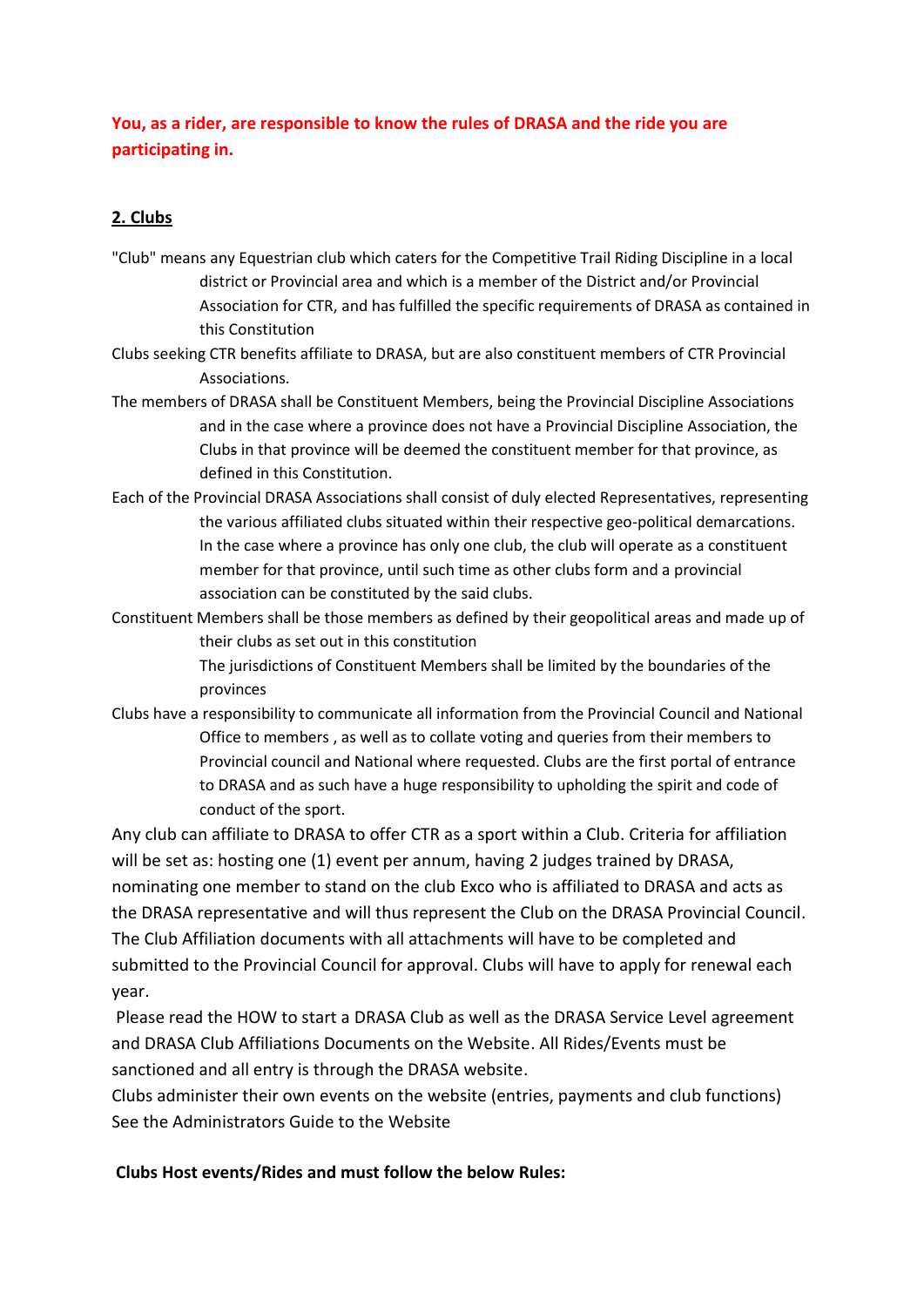**You, as a rider, are responsible to know the rules of DRASA and the ride you are participating in.**

## 2. Clubs

"Club" means any Equestrian club which caters for the Competitive Trail Riding Discipline in a local district or Provincial area and which is a member of the District and/or Provincial Association for CTR, and has fulfilled the specific requirements of DRASA as contained in this Constitution

Clubs seeking CTR benefits affiliate to DRASA, but are also constituent members of CTR Provincial Associations.

The members of DRASA shall be Constituent Members, being the Provincial Discipline Associations and in the case where a province does not have a Provincial Discipline Association, the Clubs in that province will be deemed the constituent member for that province, as defined in this Constitution.

Each of the Provincial DRASA Associations shall consist of duly elected Representatives, representing the various affiliated clubs situated within their respective geo-political demarcations. In the case where a province has only one club, the club will operate as a constituent member for that province, until such time as other clubs form and a provincial association can be constituted by the said clubs.

Constituent Members shall be those members as defined by their geopolitical areas and made up of their clubs as set out in this constitution

The jurisdictions of Constituent Members shall be limited by the boundaries of the provinces

Clubs have a responsibility to communicate all information from the Provincial Council and National Office to members , as well as to collate voting and queries from their members to Provincial council and National where requested. Clubs are the first portal of entrance to DRASA and as such have a huge responsibility to upholding the spirit and code of conduct of the sport.

Any club can affiliate to DRASA to offer CTR as a sport within a Club. Criteria for affiliation will be set as: hosting one (1) event per annum, having 2 judges trained by DRASA, nominating one member to stand on the club Exco who is affiliated to DRASA and acts as the DRASA representative and will thus represent the Club on the DRASA Provincial Council. The Club Affiliation documents with all attachments will have to be completed and submitted to the Provincial Council for approval. Clubs will have to apply for renewal each year.

Please read the HOW to start a DRASA Club as well as the DRASA Service Level agreement and DRASA Club Affiliations Documents on the Website. All Rides/Events must be sanctioned and all entry is through the DRASA website.

Clubs administer their own events on the website (entries, payments and club functions) See the Administrators Guide to the Website

**Clubs Host events/Rides and must follow the below Rules:**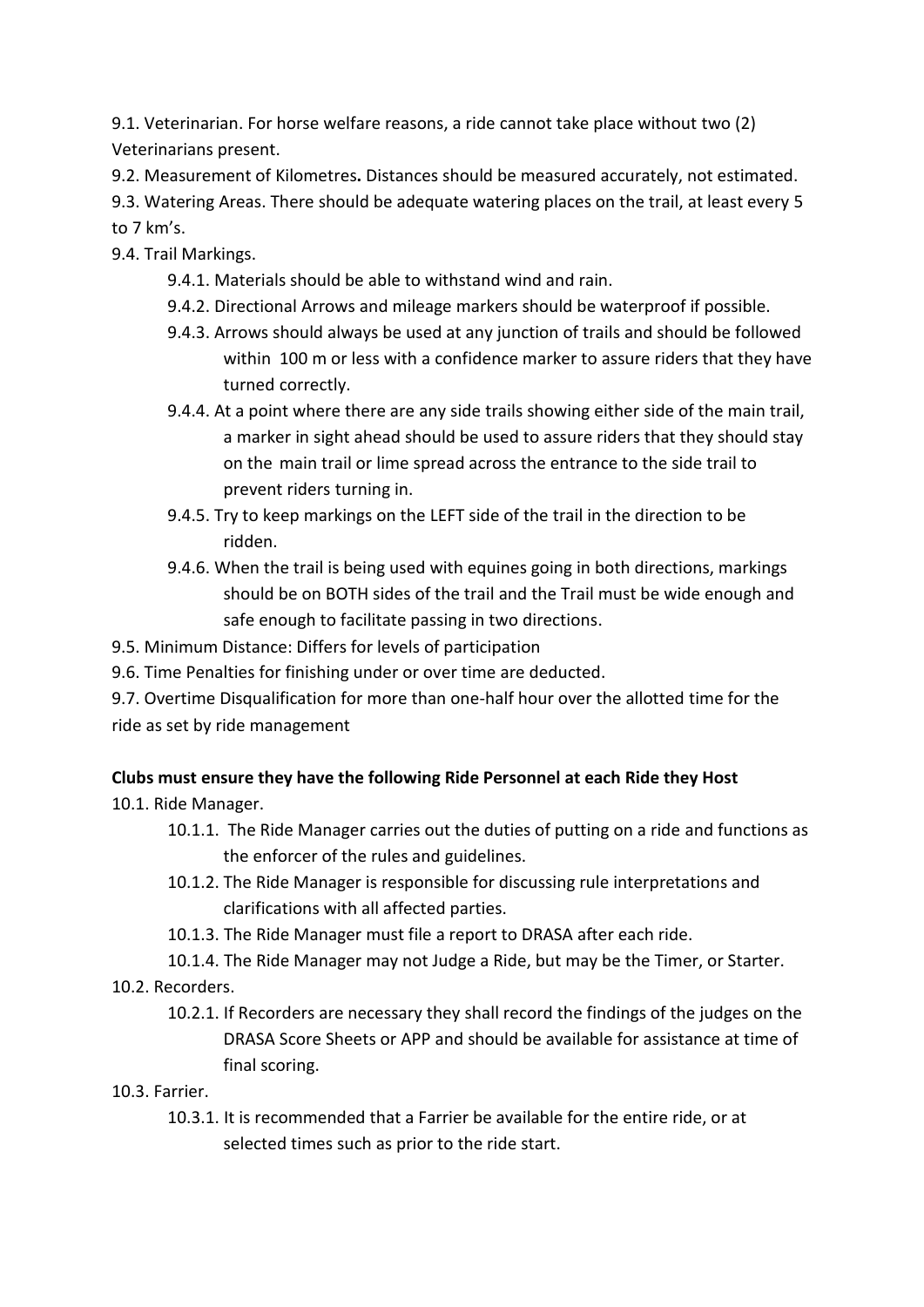9.1. Veterinarian. For horse welfare reasons, a ride cannot take place without two (2) Veterinarians present.

9.2. Measurement of Kilometres**.** Distances should be measured accurately, not estimated.

9.3. Watering Areas. There should be adequate watering places on the trail, at least every 5 to 7 km's.

9.4. Trail Markings.

- 9.4.1. Materials should be able to withstand wind and rain.
- 9.4.2. Directional Arrows and mileage markers should be waterproof if possible.
- 9.4.3. Arrows should always be used at any junction of trails and should be followed within 100 m or less with a confidence marker to assure riders that they have turned correctly.
- 9.4.4. At a point where there are any side trails showing either side of the main trail, a marker in sight ahead should be used to assure riders that they should stay on the main trail or lime spread across the entrance to the side trail to prevent riders turning in.
- 9.4.5. Try to keep markings on the LEFT side of the trail in the direction to be ridden.
- 9.4.6. When the trail is being used with equines going in both directions, markings should be on BOTH sides of the trail and the Trail must be wide enough and safe enough to facilitate passing in two directions.

9.5. Minimum Distance: Differs for levels of participation

9.6. Time Penalties for finishing under or over time are deducted.

9.7. Overtime Disqualification for more than one-half hour over the allotted time for the ride as set by ride management

**Clubs must ensure they have the following Ride Personnel at each Ride they Host**

10.1. Ride Manager.

- 10.1.1. The Ride Manager carries out the duties of putting on a ride and functions as the enforcer of the rules and guidelines.
- 10.1.2. The Ride Manager is responsible for discussing rule interpretations and clarifications with all affected parties.
- 10.1.3. The Ride Manager must file a report to DRASA after each ride.
- 10.1.4. The Ride Manager may not Judge a Ride, but may be the Timer, or Starter.

10.2. Recorders.

- 10.2.1. If Recorders are necessary they shall record the findings of the judges on the DRASA Score Sheets or APP and should be available for assistance at time of final scoring.

10.3. Farrier.

- 10.3.1. It is recommended that a Farrier be available for the entire ride, or at selected times such as prior to the ride start.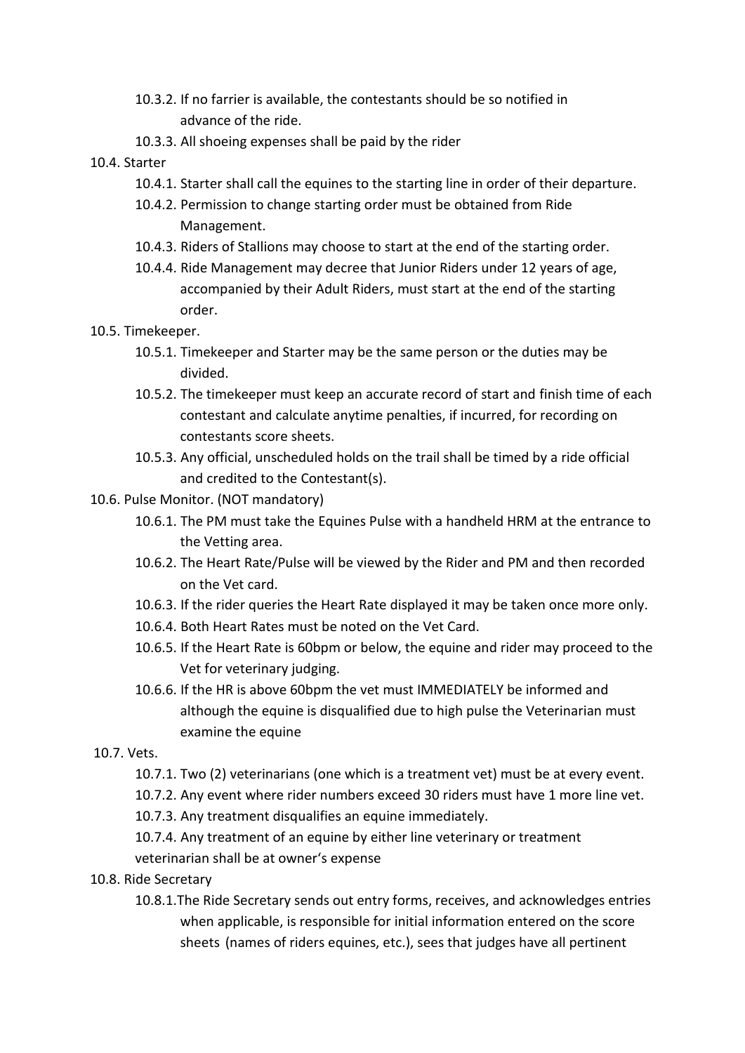10.3.2. If no farrier is available, the contestants should be so notified in advance of the ride.

10.3.3. All shoeing expenses shall be paid by the rider

10.4. Starter

10.4.1. Starter shall call the equines to the starting line in order of their departure.

10.4.2. Permission to change starting order must be obtained from Ride Management.

10.4.3. Riders of Stallions may choose to start at the end of the starting order.

10.4.4. Ride Management may decree that Junior Riders under 12 years of age, accompanied by their Adult Riders, must start at the end of the starting order.

10.5. Timekeeper.

10.5.1. Timekeeper and Starter may be the same person or the duties may be divided.

10.5.2. The timekeeper must keep an accurate record of start and finish time of each contestant and calculate anytime penalties, if incurred, for recording on contestants score sheets.

10.5.3. Any official, unscheduled holds on the trail shall be timed by a ride official and credited to the Contestant(s).

10.6. Pulse Monitor. (NOT mandatory)

10.6.1. The PM must take the Equines Pulse with a handheld HRM at the entrance to the Vetting area.

10.6.2. The Heart Rate/Pulse will be viewed by the Rider and PM and then recorded on the Vet card.

10.6.3. If the rider queries the Heart Rate displayed it may be taken once more only.

10.6.4. Both Heart Rates must be noted on the Vet Card.

10.6.5. If the Heart Rate is 60bpm or below, the equine and rider may proceed to the Vet for veterinary judging.

10.6.6. If the HR is above 60bpm the vet must IMMEDIATELY be informed and although the equine is disqualified due to high pulse the Veterinarian must examine the equine

10.7. Vets.

10.7.1. Two (2) veterinarians (one which is a treatment vet) must be at every event.

10.7.2. Any event where rider numbers exceed 30 riders must have 1 more line vet.

10.7.3. Any treatment disqualifies an equine immediately.

10.7.4. Any treatment of an equine by either line veterinary or treatment veterinarian shall be at owner's expense

10.8. Ride Secretary

10.8.1. The Ride Secretary sends out entry forms, receives, and acknowledges entries when applicable, is responsible for initial information entered on the score sheets (names of riders equines, etc.), sees that judges have all pertinent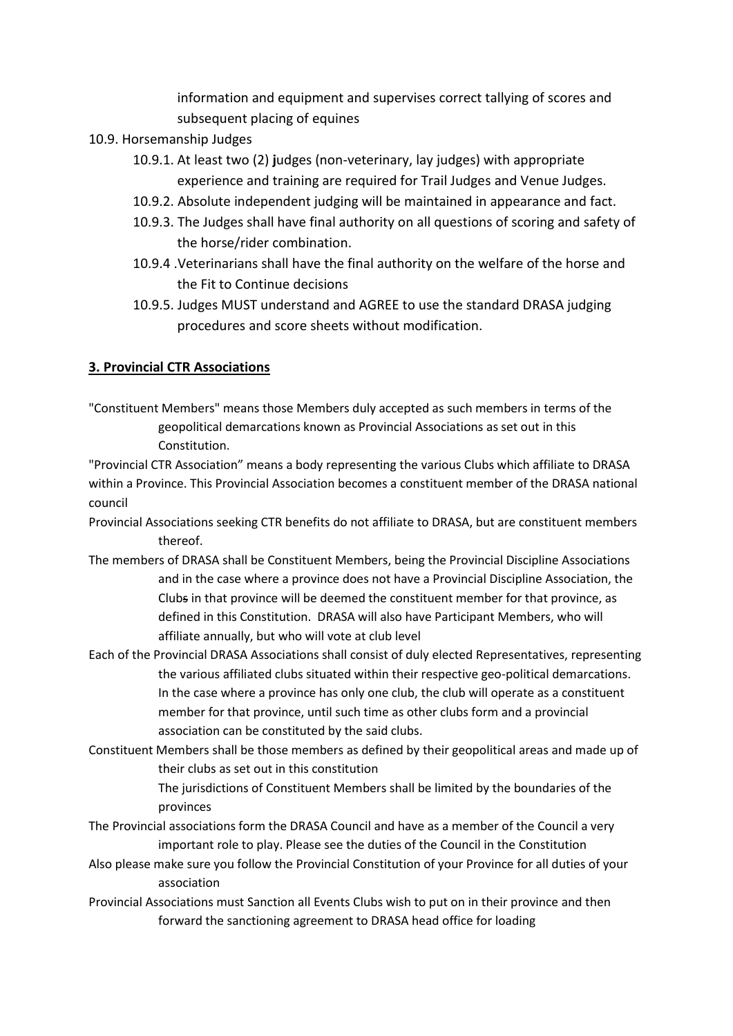information and equipment and supervises correct tallying of scores and subsequent placing of equines

10.9. Horsemanship Judges

- 10.9.1. At least two (2) judges (non-veterinary, lay judges) with appropriate experience and training are required for Trail Judges and Venue Judges.
- 10.9.2. Absolute independent judging will be maintained in appearance and fact.
- 10.9.3. The Judges shall have final authority on all questions of scoring and safety of the horse/rider combination.
- 10.9.4 .Veterinarians shall have the final authority on the welfare of the horse and the Fit to Continue decisions
- 10.9.5. Judges MUST understand and AGREE to use the standard DRASA judging procedures and score sheets without modification.

## 3. Provincial CTR Associations

"Constituent Members" means those Members duly accepted as such members in terms of the geopolitical demarcations known as Provincial Associations as set out in this Constitution.

"Provincial CTR Association" means a body representing the various Clubs which affiliate to DRASA within a Province. This Provincial Association becomes a constituent member of the DRASA national council

Provincial Associations seeking CTR benefits do not affiliate to DRASA, but are constituent members thereof.

The members of DRASA shall be Constituent Members, being the Provincial Discipline Associations and in the case where a province does not have a Provincial Discipline Association, the Clubs in that province will be deemed the constituent member for that province, as defined in this Constitution. DRASA will also have Participant Members, who will affiliate annually, but who will vote at club level

Each of the Provincial DRASA Associations shall consist of duly elected Representatives, representing the various affiliated clubs situated within their respective geo-political demarcations. In the case where a province has only one club, the club will operate as a constituent member for that province, until such time as other clubs form and a provincial association can be constituted by the said clubs.

Constituent Members shall be those members as defined by their geopolitical areas and made up of their clubs as set out in this constitution

The jurisdictions of Constituent Members shall be limited by the boundaries of the provinces

The Provincial associations form the DRASA Council and have as a member of the Council a very important role to play. Please see the duties of the Council in the Constitution

Also please make sure you follow the Provincial Constitution of your Province for all duties of your association

Provincial Associations must Sanction all Events Clubs wish to put on in their province and then forward the sanctioning agreement to DRASA head office for loading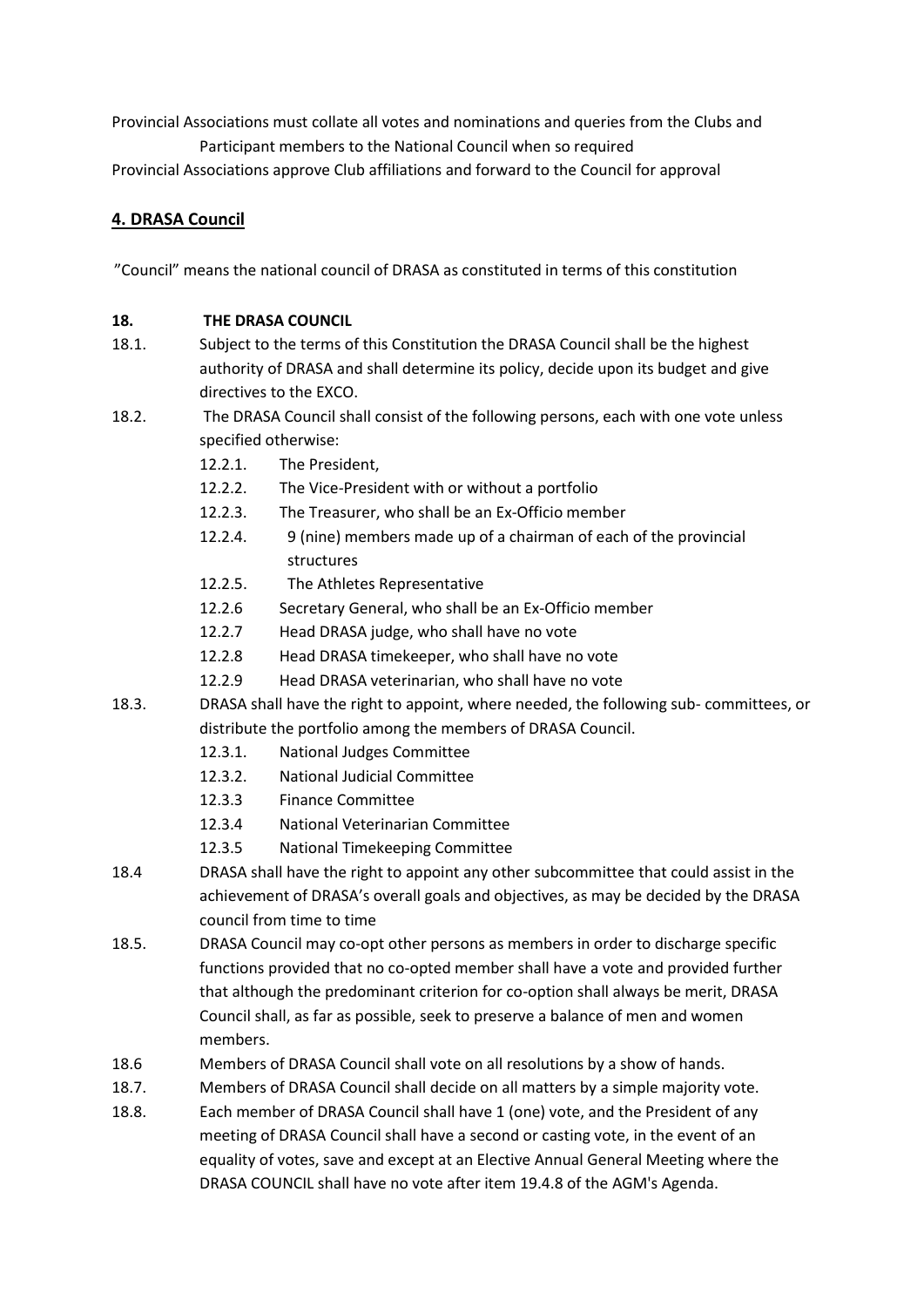Provincial Associations must collate all votes and nominations and queries from the Clubs and Participant members to the National Council when so required

Provincial Associations approve Club affiliations and forward to the Council for approval

## 4. DRASA Council

"Council" means the national council of DRASA as constituted in terms of this constitution

**18. THE DRASA COUNCIL**

18.1. Subject to the terms of this Constitution the DRASA Council shall be the highest authority of DRASA and shall determine its policy, decide upon its budget and give directives to the EXCO.

18.2. The DRASA Council shall consist of the following persons, each with one vote unless specified otherwise:

- 12.2.1. The President,
- 12.2.2. The Vice-President with or without a portfolio
- 12.2.3. The Treasurer, who shall be an Ex-Officio member
- 12.2.4. 9 (nine) members made up of a chairman of each of the provincial structures
- 12.2.5. The Athletes Representative
- 12.2.6 Secretary General, who shall be an Ex-Officio member
- 12.2.7 Head DRASA judge, who shall have no vote
- 12.2.8 Head DRASA timekeeper, who shall have no vote
- 12.2.9 Head DRASA veterinarian, who shall have no vote

18.3. DRASA shall have the right to appoint, where needed, the following sub- committees, or distribute the portfolio among the members of DRASA Council.

- 12.3.1. National Judges Committee
- 12.3.2. National Judicial Committee
- 12.3.3 Finance Committee
- 12.3.4 National Veterinarian Committee
- 12.3.5 National Timekeeping Committee

18.4 DRASA shall have the right to appoint any other subcommittee that could assist in the achievement of DRASA's overall goals and objectives, as may be decided by the DRASA council from time to time

18.5. DRASA Council may co-opt other persons as members in order to discharge specific functions provided that no co-opted member shall have a vote and provided further that although the predominant criterion for co-option shall always be merit, DRASA Council shall, as far as possible, seek to preserve a balance of men and women members.

18.6 Members of DRASA Council shall vote on all resolutions by a show of hands.

18.7. Members of DRASA Council shall decide on all matters by a simple majority vote.

18.8. Each member of DRASA Council shall have 1 (one) vote, and the President of any meeting of DRASA Council shall have a second or casting vote, in the event of an equality of votes, save and except at an Elective Annual General Meeting where the DRASA COUNCIL shall have no vote after item 19.4.8 of the AGM's Agenda.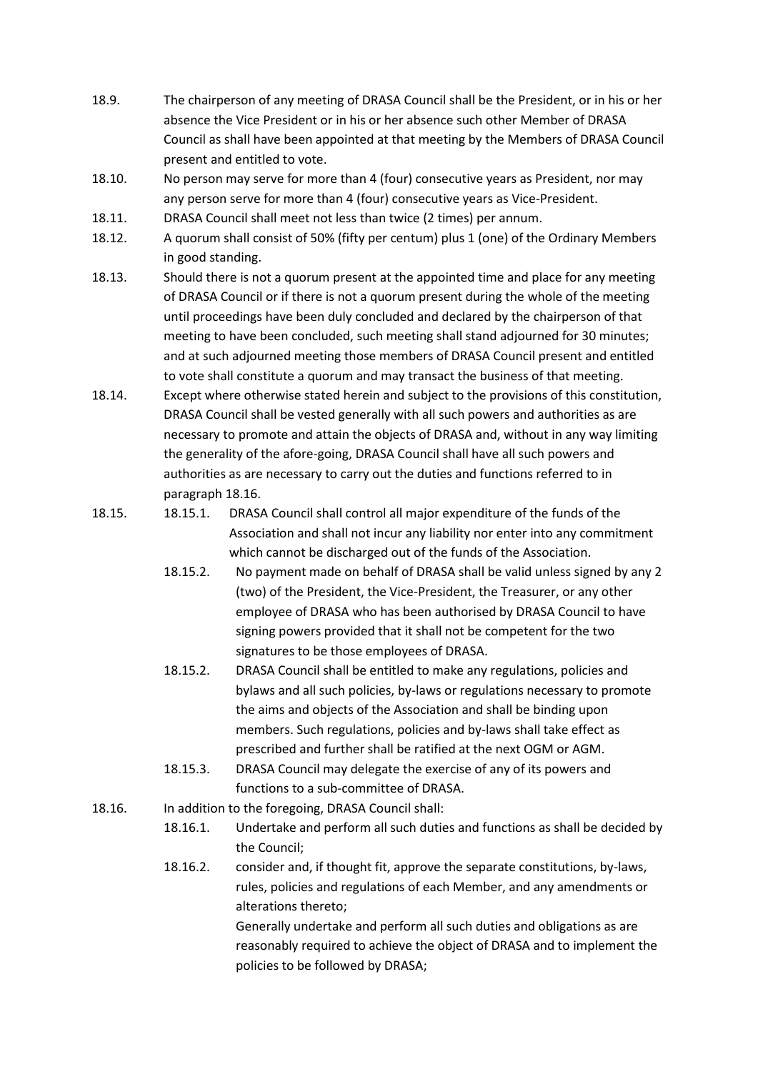18.9. The chairperson of any meeting of DRASA Council shall be the President, or in his or her absence the Vice President or in his or her absence such other Member of DRASA Council as shall have been appointed at that meeting by the Members of DRASA Council present and entitled to vote.

18.10. No person may serve for more than 4 (four) consecutive years as President, nor may any person serve for more than 4 (four) consecutive years as Vice-President.

18.11. DRASA Council shall meet not less than twice (2 times) per annum.

18.12. A quorum shall consist of 50% (fifty per centum) plus 1 (one) of the Ordinary Members in good standing.

18.13. Should there is not a quorum present at the appointed time and place for any meeting of DRASA Council or if there is not a quorum present during the whole of the meeting until proceedings have been duly concluded and declared by the chairperson of that meeting to have been concluded, such meeting shall stand adjourned for 30 minutes; and at such adjourned meeting those members of DRASA Council present and entitled to vote shall constitute a quorum and may transact the business of that meeting.

18.14. Except where otherwise stated herein and subject to the provisions of this constitution, DRASA Council shall be vested generally with all such powers and authorities as are necessary to promote and attain the objects of DRASA and, without in any way limiting the generality of the afore-going, DRASA Council shall have all such powers and authorities as are necessary to carry out the duties and functions referred to in paragraph 18.16.

18.15.

- 18.15.1. DRASA Council shall control all major expenditure of the funds of the Association and shall not incur any liability nor enter into any commitment which cannot be discharged out of the funds of the Association.
- 18.15.2. No payment made on behalf of DRASA shall be valid unless signed by any 2 (two) of the President, the Vice-President, the Treasurer, or any other employee of DRASA who has been authorised by DRASA Council to have signing powers provided that it shall not be competent for the two signatures to be those employees of DRASA.
- 18.15.2. DRASA Council shall be entitled to make any regulations, policies and bylaws and all such policies, by-laws or regulations necessary to promote the aims and objects of the Association and shall be binding upon members. Such regulations, policies and by-laws shall take effect as prescribed and further shall be ratified at the next OGM or AGM.
- 18.15.3. DRASA Council may delegate the exercise of any of its powers and functions to a sub-committee of DRASA.

18.16. In addition to the foregoing, DRASA Council shall:

- 18.16.1. Undertake and perform all such duties and functions as shall be decided by the Council;
- 18.16.2. consider and, if thought fit, approve the separate constitutions, by-laws, rules, policies and regulations of each Member, and any amendments or alterations thereto;

  Generally undertake and perform all such duties and obligations as are reasonably required to achieve the object of DRASA and to implement the policies to be followed by DRASA;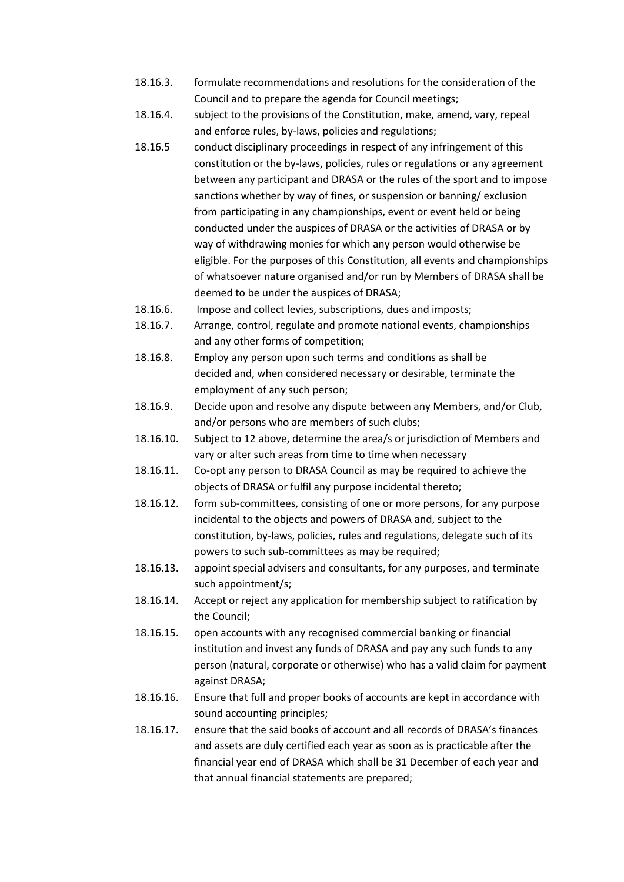18.16.3. formulate recommendations and resolutions for the consideration of the Council and to prepare the agenda for Council meetings;

18.16.4. subject to the provisions of the Constitution, make, amend, vary, repeal and enforce rules, by-laws, policies and regulations;

18.16.5 conduct disciplinary proceedings in respect of any infringement of this constitution or the by-laws, policies, rules or regulations or any agreement between any participant and DRASA or the rules of the sport and to impose sanctions whether by way of fines, or suspension or banning/ exclusion from participating in any championships, event or event held or being conducted under the auspices of DRASA or the activities of DRASA or by way of withdrawing monies for which any person would otherwise be eligible. For the purposes of this Constitution, all events and championships of whatsoever nature organised and/or run by Members of DRASA shall be deemed to be under the auspices of DRASA;

18.16.6. Impose and collect levies, subscriptions, dues and imposts;

18.16.7. Arrange, control, regulate and promote national events, championships and any other forms of competition;

18.16.8. Employ any person upon such terms and conditions as shall be decided and, when considered necessary or desirable, terminate the employment of any such person;

18.16.9. Decide upon and resolve any dispute between any Members, and/or Club, and/or persons who are members of such clubs;

18.16.10. Subject to 12 above, determine the area/s or jurisdiction of Members and vary or alter such areas from time to time when necessary

18.16.11. Co-opt any person to DRASA Council as may be required to achieve the objects of DRASA or fulfil any purpose incidental thereto;

18.16.12. form sub-committees, consisting of one or more persons, for any purpose incidental to the objects and powers of DRASA and, subject to the constitution, by-laws, policies, rules and regulations, delegate such of its powers to such sub-committees as may be required;

18.16.13. appoint special advisers and consultants, for any purposes, and terminate such appointment/s;

18.16.14. Accept or reject any application for membership subject to ratification by the Council;

18.16.15. open accounts with any recognised commercial banking or financial institution and invest any funds of DRASA and pay any such funds to any person (natural, corporate or otherwise) who has a valid claim for payment against DRASA;

18.16.16. Ensure that full and proper books of accounts are kept in accordance with sound accounting principles;

18.16.17. ensure that the said books of account and all records of DRASA's finances and assets are duly certified each year as soon as is practicable after the financial year end of DRASA which shall be 31 December of each year and that annual financial statements are prepared;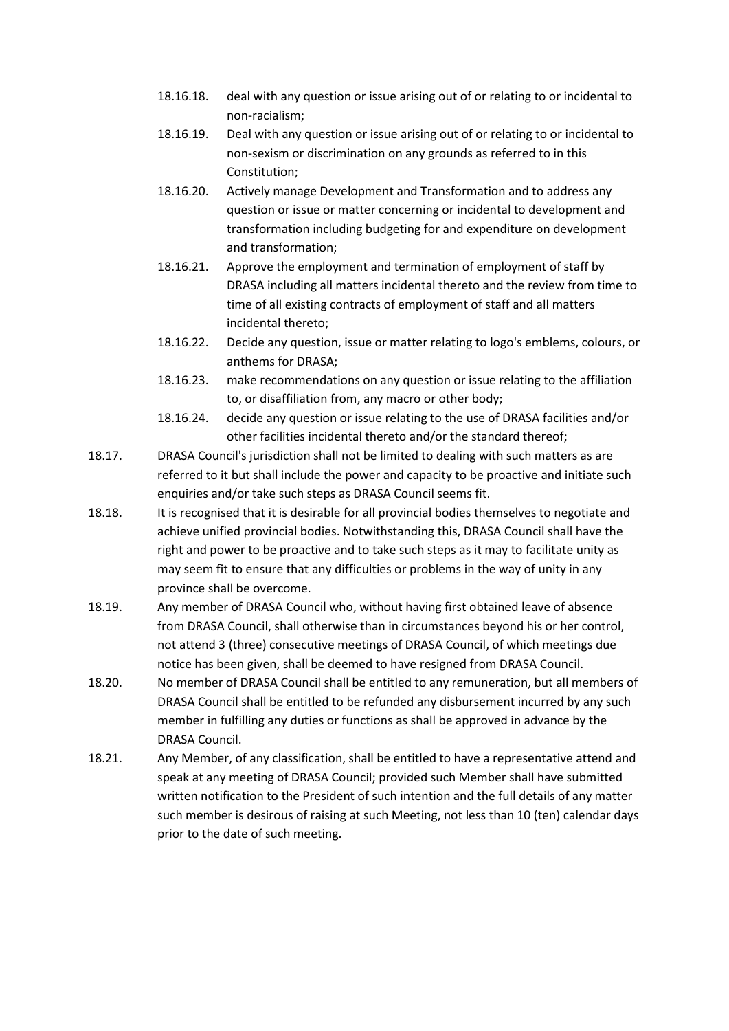18.16.18. deal with any question or issue arising out of or relating to or incidental to non-racialism;

18.16.19. Deal with any question or issue arising out of or relating to or incidental to non-sexism or discrimination on any grounds as referred to in this Constitution;

18.16.20. Actively manage Development and Transformation and to address any question or issue or matter concerning or incidental to development and transformation including budgeting for and expenditure on development and transformation;

18.16.21. Approve the employment and termination of employment of staff by DRASA including all matters incidental thereto and the review from time to time of all existing contracts of employment of staff and all matters incidental thereto;

18.16.22. Decide any question, issue or matter relating to logo's emblems, colours, or anthems for DRASA;

18.16.23. make recommendations on any question or issue relating to the affiliation to, or disaffiliation from, any macro or other body;

18.16.24. decide any question or issue relating to the use of DRASA facilities and/or other facilities incidental thereto and/or the standard thereof;

18.17. DRASA Council's jurisdiction shall not be limited to dealing with such matters as are referred to it but shall include the power and capacity to be proactive and initiate such enquiries and/or take such steps as DRASA Council seems fit.

18.18. It is recognised that it is desirable for all provincial bodies themselves to negotiate and achieve unified provincial bodies. Notwithstanding this, DRASA Council shall have the right and power to be proactive and to take such steps as it may to facilitate unity as may seem fit to ensure that any difficulties or problems in the way of unity in any province shall be overcome.

18.19. Any member of DRASA Council who, without having first obtained leave of absence from DRASA Council, shall otherwise than in circumstances beyond his or her control, not attend 3 (three) consecutive meetings of DRASA Council, of which meetings due notice has been given, shall be deemed to have resigned from DRASA Council.

18.20. No member of DRASA Council shall be entitled to any remuneration, but all members of DRASA Council shall be entitled to be refunded any disbursement incurred by any such member in fulfilling any duties or functions as shall be approved in advance by the DRASA Council.

18.21. Any Member, of any classification, shall be entitled to have a representative attend and speak at any meeting of DRASA Council; provided such Member shall have submitted written notification to the President of such intention and the full details of any matter such member is desirous of raising at such Meeting, not less than 10 (ten) calendar days prior to the date of such meeting.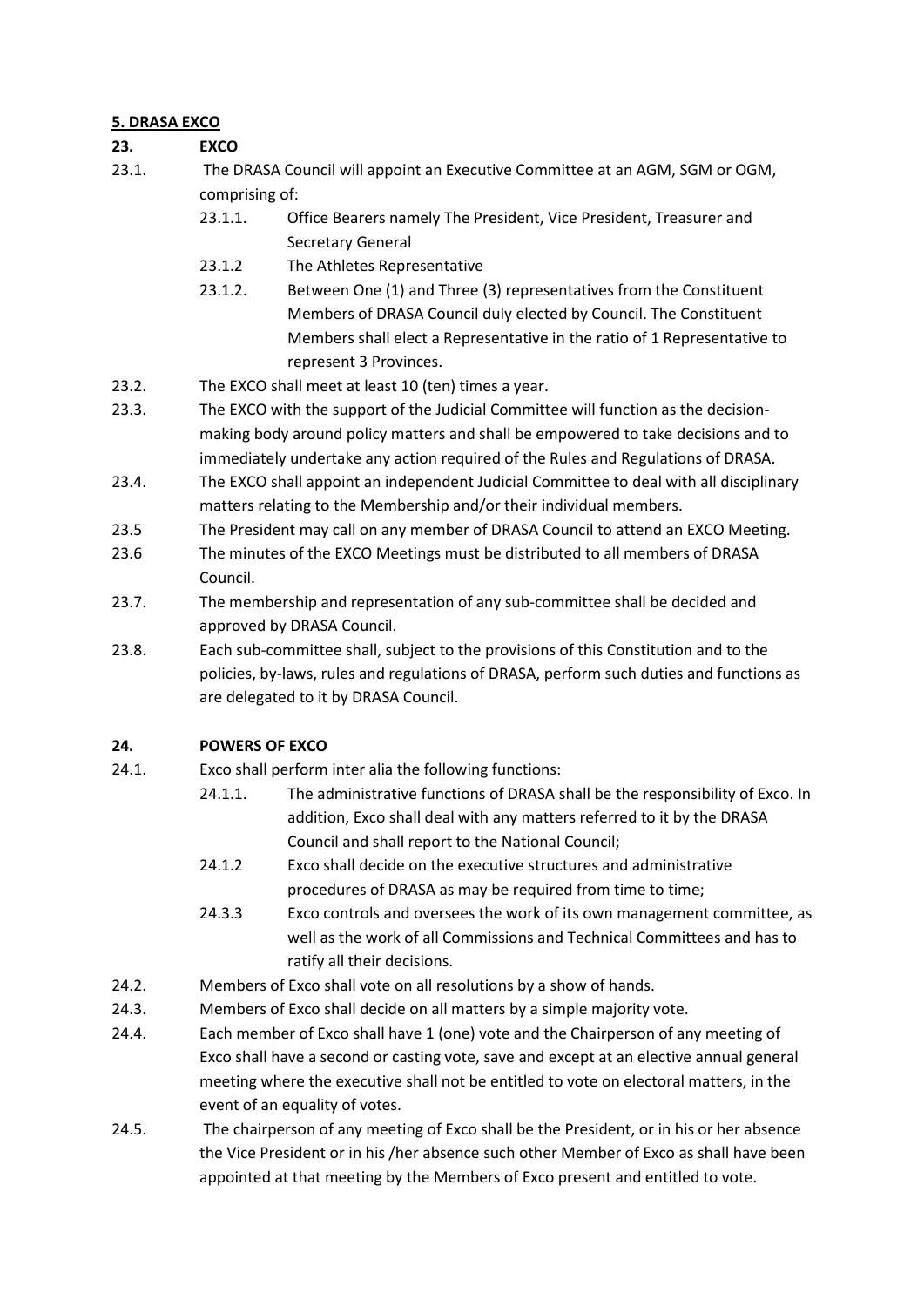## 5. DRASA EXCO

### 23. EXCO

23.1. The DRASA Council will appoint an Executive Committee at an AGM, SGM or OGM, comprising of:

- 23.1.1. Office Bearers namely The President, Vice President, Treasurer and Secretary General
- 23.1.2 The Athletes Representative
- 23.1.2. Between One (1) and Three (3) representatives from the Constituent Members of DRASA Council duly elected by Council. The Constituent Members shall elect a Representative in the ratio of 1 Representative to represent 3 Provinces.

23.2. The EXCO shall meet at least 10 (ten) times a year.

23.3. The EXCO with the support of the Judicial Committee will function as the decision-making body around policy matters and shall be empowered to take decisions and to immediately undertake any action required of the Rules and Regulations of DRASA.

23.4. The EXCO shall appoint an independent Judicial Committee to deal with all disciplinary matters relating to the Membership and/or their individual members.

23.5 The President may call on any member of DRASA Council to attend an EXCO Meeting.

23.6 The minutes of the EXCO Meetings must be distributed to all members of DRASA Council.

23.7. The membership and representation of any sub-committee shall be decided and approved by DRASA Council.

23.8. Each sub-committee shall, subject to the provisions of this Constitution and to the policies, by-laws, rules and regulations of DRASA, perform such duties and functions as are delegated to it by DRASA Council.

### 24. POWERS OF EXCO

24.1. Exco shall perform inter alia the following functions:

- 24.1.1. The administrative functions of DRASA shall be the responsibility of Exco. In addition, Exco shall deal with any matters referred to it by the DRASA Council and shall report to the National Council;
- 24.1.2 Exco shall decide on the executive structures and administrative procedures of DRASA as may be required from time to time;
- 24.3.3 Exco controls and oversees the work of its own management committee, as well as the work of all Commissions and Technical Committees and has to ratify all their decisions.

24.2. Members of Exco shall vote on all resolutions by a show of hands.

24.3. Members of Exco shall decide on all matters by a simple majority vote.

24.4. Each member of Exco shall have 1 (one) vote and the Chairperson of any meeting of Exco shall have a second or casting vote, save and except at an elective annual general meeting where the executive shall not be entitled to vote on electoral matters, in the event of an equality of votes.

24.5. The chairperson of any meeting of Exco shall be the President, or in his or her absence the Vice President or in his /her absence such other Member of Exco as shall have been appointed at that meeting by the Members of Exco present and entitled to vote.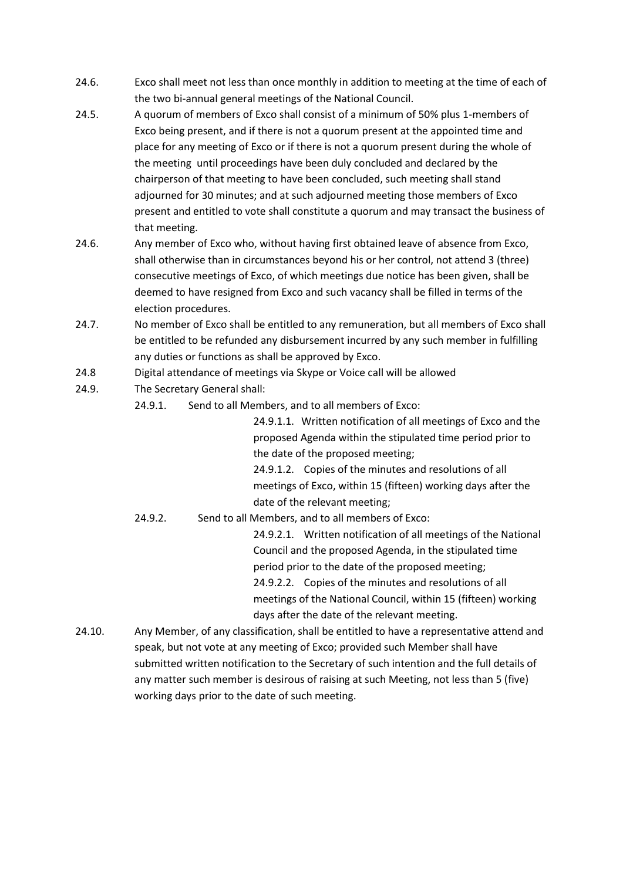24.6. Exco shall meet not less than once monthly in addition to meeting at the time of each of the two bi-annual general meetings of the National Council.

24.5. A quorum of members of Exco shall consist of a minimum of 50% plus 1-members of Exco being present, and if there is not a quorum present at the appointed time and place for any meeting of Exco or if there is not a quorum present during the whole of the meeting until proceedings have been duly concluded and declared by the chairperson of that meeting to have been concluded, such meeting shall stand adjourned for 30 minutes; and at such adjourned meeting those members of Exco present and entitled to vote shall constitute a quorum and may transact the business of that meeting.

24.6. Any member of Exco who, without having first obtained leave of absence from Exco, shall otherwise than in circumstances beyond his or her control, not attend 3 (three) consecutive meetings of Exco, of which meetings due notice has been given, shall be deemed to have resigned from Exco and such vacancy shall be filled in terms of the election procedures.

24.7. No member of Exco shall be entitled to any remuneration, but all members of Exco shall be entitled to be refunded any disbursement incurred by any such member in fulfilling any duties or functions as shall be approved by Exco.

24.8 Digital attendance of meetings via Skype or Voice call will be allowed

24.9. The Secretary General shall:

- 24.9.1. Send to all Members, and to all members of Exco:
  - 24.9.1.1. Written notification of all meetings of Exco and the proposed Agenda within the stipulated time period prior to the date of the proposed meeting;
  - 24.9.1.2. Copies of the minutes and resolutions of all meetings of Exco, within 15 (fifteen) working days after the date of the relevant meeting;
- 24.9.2. Send to all Members, and to all members of Exco:
  - 24.9.2.1. Written notification of all meetings of the National Council and the proposed Agenda, in the stipulated time period prior to the date of the proposed meeting;
  - 24.9.2.2. Copies of the minutes and resolutions of all meetings of the National Council, within 15 (fifteen) working days after the date of the relevant meeting.

24.10. Any Member, of any classification, shall be entitled to have a representative attend and speak, but not vote at any meeting of Exco; provided such Member shall have submitted written notification to the Secretary of such intention and the full details of any matter such member is desirous of raising at such Meeting, not less than 5 (five) working days prior to the date of such meeting.